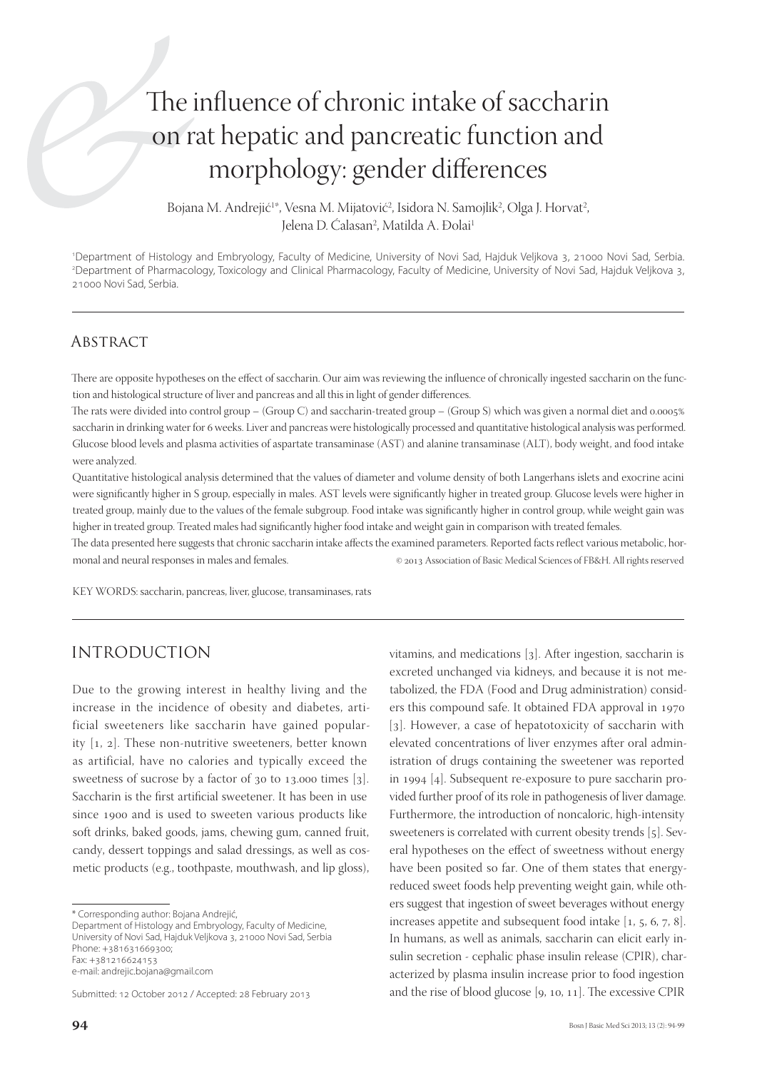# The influence of chronic intake of saccharin on rat hepatic and pancreatic function and morphology: gender differences

Bojana M. Andrejić[1*], Vesna M. Mijatović[2], Isidora N. Samojlik[2], Olga J. Horvat[2], Jelena D. Ćalasan[2], Matilda A. Đolai[1]

[1]Department of Histology and Embryology, Faculty of Medicine, University of Novi Sad, Hajduk Veljkova 3, 21000 Novi Sad, Serbia. [2]Department of Pharmacology, Toxicology and Clinical Pharmacology, Faculty of Medicine, University of Novi Sad, Hajduk Veljkova 3, 21000 Novi Sad, Serbia.

## Abstract

There are opposite hypotheses on the effect of saccharin. Our aim was reviewing the influence of chronically ingested saccharin on the function and histological structure of liver and pancreas and all this in light of gender differences.

The rats were divided into control group – (Group C) and saccharin-treated group – (Group S) which was given a normal diet and 0.0005% saccharin in drinking water for 6 weeks. Liver and pancreas were histologically processed and quantitative histological analysis was performed. Glucose blood levels and plasma activities of aspartate transaminase (AST) and alanine transaminase (ALT), body weight, and food intake were analyzed.

Quantitative histological analysis determined that the values of diameter and volume density of both Langerhans islets and exocrine acini were significantly higher in S group, especially in males. AST levels were significantly higher in treated group. Glucose levels were higher in treated group, mainly due to the values of the female subgroup. Food intake was significantly higher in control group, while weight gain was higher in treated group. Treated males had significantly higher food intake and weight gain in comparison with treated females.

The data presented here suggests that chronic saccharin intake affects the examined parameters. Reported facts reflect various metabolic, hormonal and neural responses in males and females. © 2013 Association of Basic Medical Sciences of FB&H. All rights reserved

KEY WORDS: saccharin, pancreas, liver, glucose, transaminases, rats

## Introduction

Due to the growing interest in healthy living and the increase in the incidence of obesity and diabetes, artificial sweeteners like saccharin have gained popularity [1, 2]. These non-nutritive sweeteners, better known as artificial, have no calories and typically exceed the sweetness of sucrose by a factor of 30 to 13.000 times [3]. Saccharin is the first artificial sweetener. It has been in use since 1900 and is used to sweeten various products like soft drinks, baked goods, jams, chewing gum, canned fruit, candy, dessert toppings and salad dressings, as well as cosmetic products (e.g., toothpaste, mouthwash, and lip gloss), vitamins, and medications [3]. After ingestion, saccharin is excreted unchanged via kidneys, and because it is not metabolized, the FDA (Food and Drug administration) considers this compound safe. It obtained FDA approval in 1970 [3]. However, a case of hepatotoxicity of saccharin with elevated concentrations of liver enzymes after oral administration of drugs containing the sweetener was reported in 1994 [4]. Subsequent re-exposure to pure saccharin provided further proof of its role in pathogenesis of liver damage. Furthermore, the introduction of noncaloric, high-intensity sweeteners is correlated with current obesity trends [5]. Several hypotheses on the effect of sweetness without energy have been posited so far. One of them states that energy-reduced sweet foods help preventing weight gain, while others suggest that ingestion of sweet beverages without energy increases appetite and subsequent food intake [1, 5, 6, 7, 8]. In humans, as well as animals, saccharin can elicit early insulin secretion - cephalic phase insulin release (CPIR), characterized by plasma insulin increase prior to food ingestion and the rise of blood glucose [9, 10, 11]. The excessive CPIR

* Corresponding author: Bojana Andrejić,
Department of Histology and Embryology, Faculty of Medicine,
University of Novi Sad, Hajduk Veljkova 3, 21000 Novi Sad, Serbia
Phone: +381631669300;
Fax: +381216624153
e-mail: andrejic.bojana@gmail.com

Submitted: 12 October 2012 / Accepted: 28 February 2013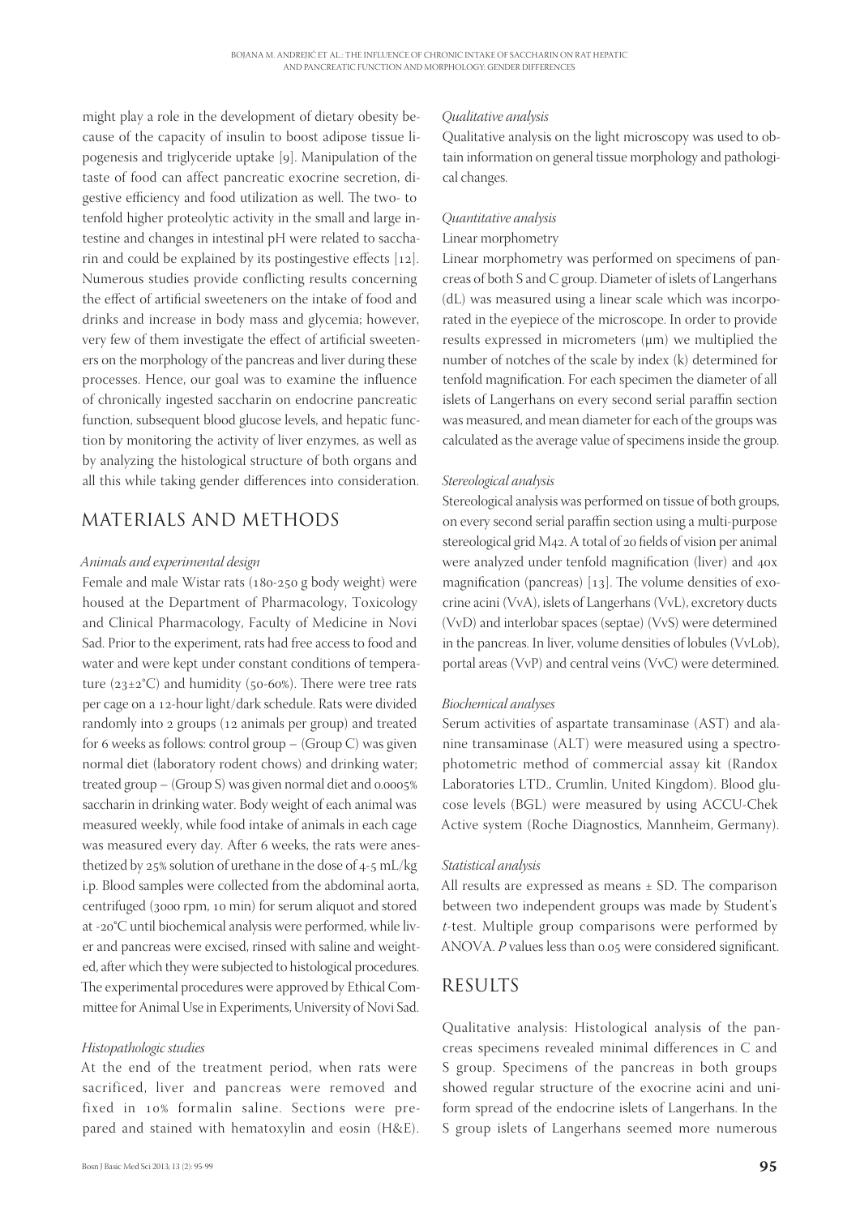might play a role in the development of dietary obesity because of the capacity of insulin to boost adipose tissue lipogenesis and triglyceride uptake [9]. Manipulation of the taste of food can affect pancreatic exocrine secretion, digestive efficiency and food utilization as well. The two- to tenfold higher proteolytic activity in the small and large intestine and changes in intestinal pH were related to saccharin and could be explained by its postingestive effects [12]. Numerous studies provide conflicting results concerning the effect of artificial sweeteners on the intake of food and drinks and increase in body mass and glycemia; however, very few of them investigate the effect of artificial sweeteners on the morphology of the pancreas and liver during these processes. Hence, our goal was to examine the influence of chronically ingested saccharin on endocrine pancreatic function, subsequent blood glucose levels, and hepatic function by monitoring the activity of liver enzymes, as well as by analyzing the histological structure of both organs and all this while taking gender differences into consideration.

## MATERIALS AND METHODS

### *Animals and experimental design*

Female and male Wistar rats (180-250 g body weight) were housed at the Department of Pharmacology, Toxicology and Clinical Pharmacology, Faculty of Medicine in Novi Sad. Prior to the experiment, rats had free access to food and water and were kept under constant conditions of temperature (23±2°C) and humidity (50-60%). There were tree rats per cage on a 12-hour light/dark schedule. Rats were divided randomly into 2 groups (12 animals per group) and treated for 6 weeks as follows: control group – (Group C) was given normal diet (laboratory rodent chows) and drinking water; treated group – (Group S) was given normal diet and 0.0005% saccharin in drinking water. Body weight of each animal was measured weekly, while food intake of animals in each cage was measured every day. After 6 weeks, the rats were anesthetized by 25% solution of urethane in the dose of 4-5 mL/kg i.p. Blood samples were collected from the abdominal aorta, centrifuged (3000 rpm, 10 min) for serum aliquot and stored at -20°C until biochemical analysis were performed, while liver and pancreas were excised, rinsed with saline and weighted, after which they were subjected to histological procedures. The experimental procedures were approved by Ethical Committee for Animal Use in Experiments, University of Novi Sad.

### *Histopathologic studies*

At the end of the treatment period, when rats were sacrificed, liver and pancreas were removed and fixed in 10% formalin saline. Sections were prepared and stained with hematoxylin and eosin (H&E).

### *Qualitative analysis*

Qualitative analysis on the light microscopy was used to obtain information on general tissue morphology and pathological changes.

### *Quantitative analysis*

Linear morphometry

Linear morphometry was performed on specimens of pancreas of both S and C group. Diameter of islets of Langerhans (dL) was measured using a linear scale which was incorporated in the eyepiece of the microscope. In order to provide results expressed in micrometers (μm) we multiplied the number of notches of the scale by index (k) determined for tenfold magnification. For each specimen the diameter of all islets of Langerhans on every second serial paraffin section was measured, and mean diameter for each of the groups was calculated as the average value of specimens inside the group.

### *Stereological analysis*

Stereological analysis was performed on tissue of both groups, on every second serial paraffin section using a multi-purpose stereological grid M42. A total of 20 fields of vision per animal were analyzed under tenfold magnification (liver) and 40x magnification (pancreas) [13]. The volume densities of exocrine acini (VvA), islets of Langerhans (VvL), excretory ducts (VvD) and interlobar spaces (septae) (VvS) were determined in the pancreas. In liver, volume densities of lobules (VvLob), portal areas (VvP) and central veins (VvC) were determined.

### *Biochemical analyses*

Serum activities of aspartate transaminase (AST) and alanine transaminase (ALT) were measured using a spectrophotometric method of commercial assay kit (Randox Laboratories LTD., Crumlin, United Kingdom). Blood glucose levels (BGL) were measured by using ACCU-Chek Active system (Roche Diagnostics, Mannheim, Germany).

### *Statistical analysis*

All results are expressed as means ± SD. The comparison between two independent groups was made by Student's *t*-test. Multiple group comparisons were performed by ANOVA. *P* values less than 0.05 were considered significant.

## RESULTS

Qualitative analysis: Histological analysis of the pancreas specimens revealed minimal differences in C and S group. Specimens of the pancreas in both groups showed regular structure of the exocrine acini and uniform spread of the endocrine islets of Langerhans. In the S group islets of Langerhans seemed more numerous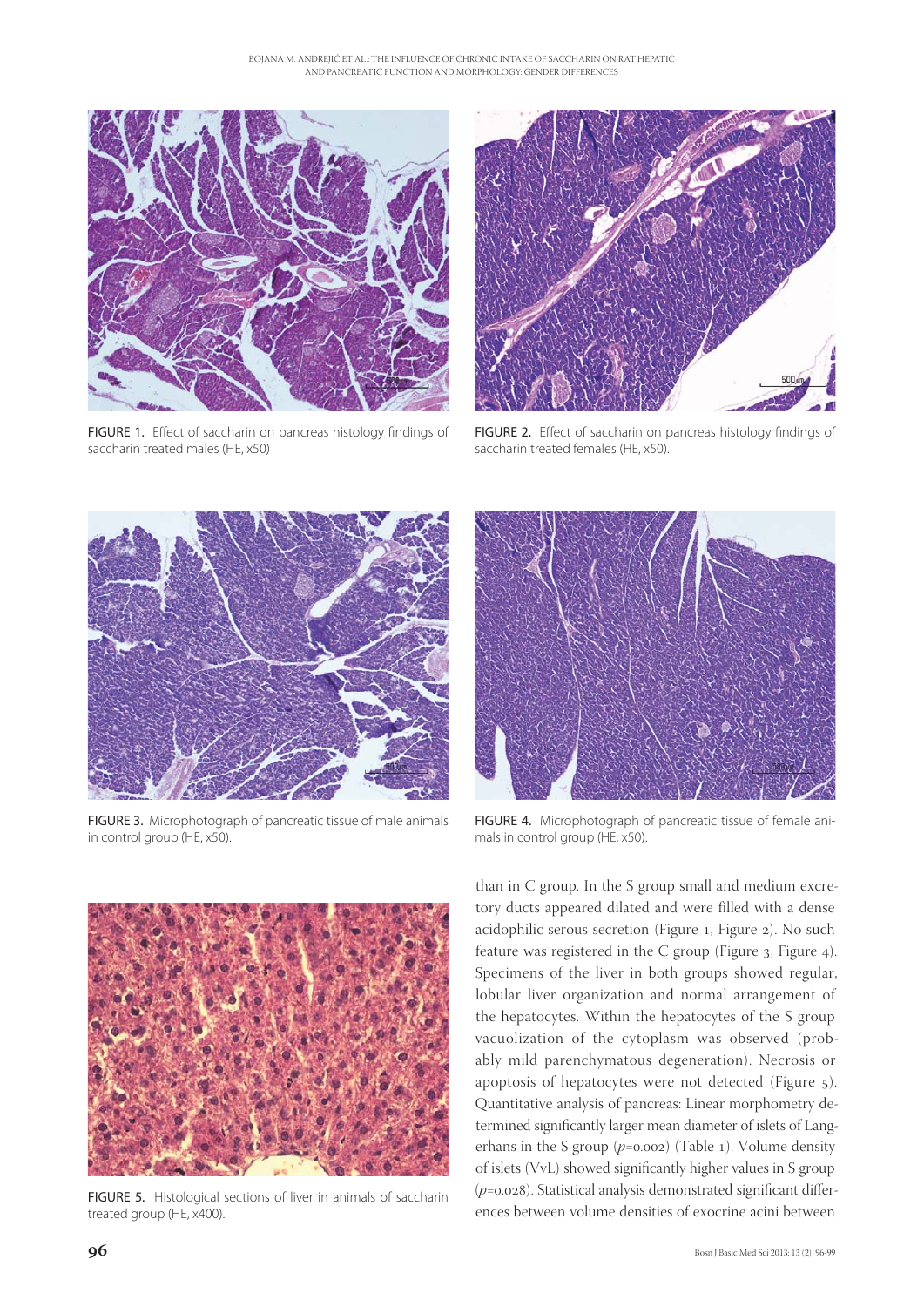FIGURE 1. Effect of saccharin on pancreas histology findings of saccharin treated males (HE, x50)

FIGURE 2. Effect of saccharin on pancreas histology findings of saccharin treated females (HE, x50).

FIGURE 3. Microphotograph of pancreatic tissue of male animals in control group (HE, x50).

FIGURE 4. Microphotograph of pancreatic tissue of female animals in control group (HE, x50).

FIGURE 5. Histological sections of liver in animals of saccharin treated group (HE, x400).

than in C group. In the S group small and medium excretory ducts appeared dilated and were filled with a dense acidophilic serous secretion (Figure 1, Figure 2). No such feature was registered in the C group (Figure 3, Figure 4). Specimens of the liver in both groups showed regular, lobular liver organization and normal arrangement of the hepatocytes. Within the hepatocytes of the S group vacuolization of the cytoplasm was observed (probably mild parenchymatous degeneration). Necrosis or apoptosis of hepatocytes were not detected (Figure 5). Quantitative analysis of pancreas: Linear morphometry determined significantly larger mean diameter of islets of Langerhans in the S group ($p$=0.002) (Table 1). Volume density of islets (VvL) showed significantly higher values in S group ($p$=0.028). Statistical analysis demonstrated significant differences between volume densities of exocrine acini between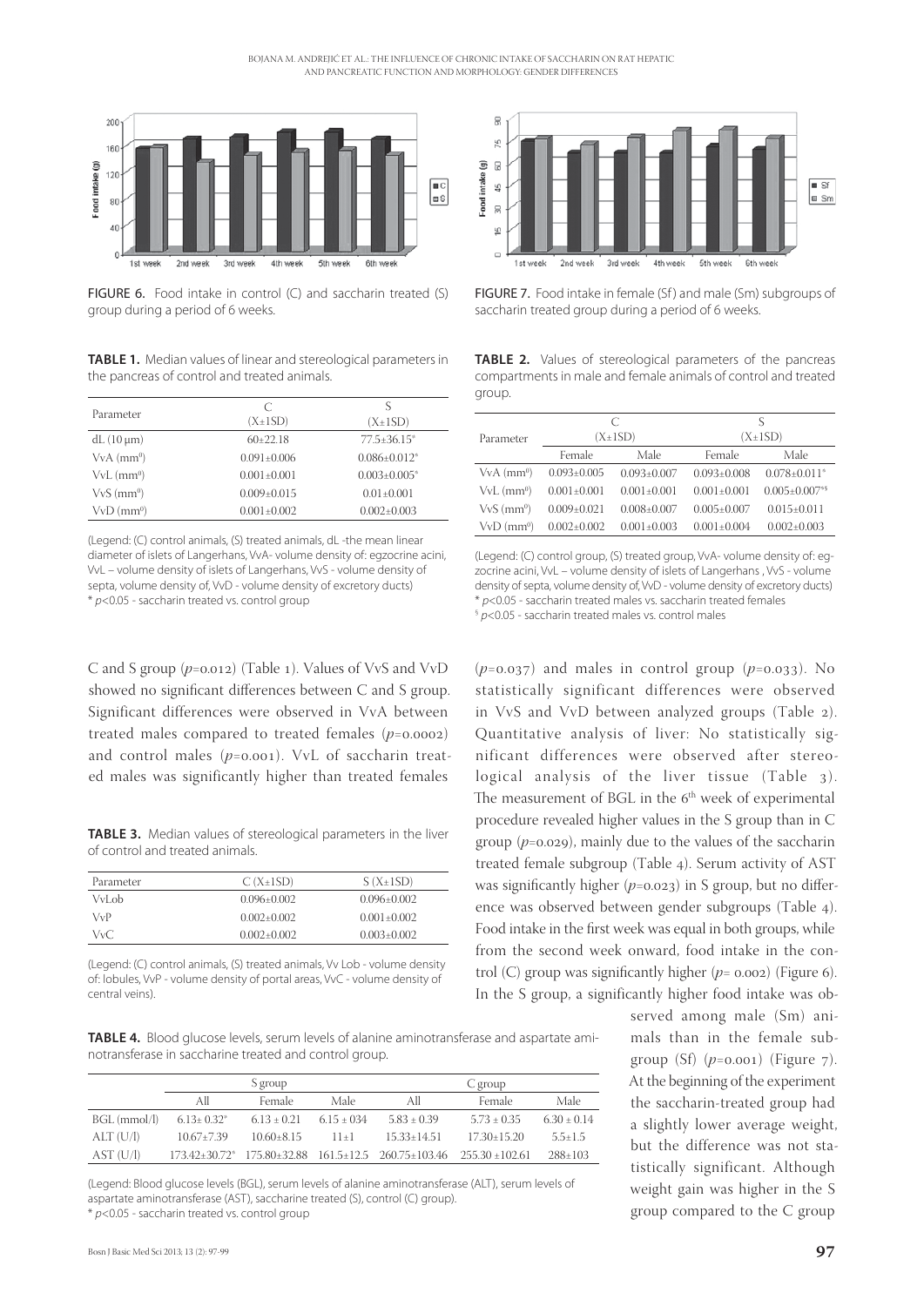Food intake (g)

200

160

120

80

40

0

1st week 2nd week 3rd week 4th week 5th week 6th week

C

S

FIGURE 6. Food intake in control (C) and saccharin treated (S) group during a period of 6 weeks.

Food intake (g)

90

75

60

45

30

15

0

1st week 2nd week 3rd week 4th week 5th week 6th week

Sf

Sm

FIGURE 7. Food intake in female (Sf) and male (Sm) subgroups of saccharin treated group during a period of 6 weeks.

**TABLE 1.** Median values of linear and stereological parameters in the pancreas of control and treated animals.

| Parameter | C (X±1SD) | S (X±1SD) |
|---|---|---|
| dL (10 μm) | 60±22.18 | 77.5±36.15* |
| VvA (mm$^0$) | 0.091±0.006 | 0.086±0.012* |
| VvL (mm$^0$) | 0.001±0.001 | 0.003±0.005* |
| VvS (mm$^0$) | 0.009±0.015 | 0.01±0.001 |
| VvD (mm$^0$) | 0.001±0.002 | 0.002±0.003 |

(Legend: (C) control animals, (S) treated animals, dL -the mean linear diameter of islets of Langerhans, VvA- volume density of: egzocrine acini, VvL – volume density of islets of Langerhans, VvS - volume density of septa, volume density of, VvD - volume density of excretory ducts)
* $p<0.05$ - saccharin treated vs. control group

**TABLE 2.** Values of stereological parameters of the pancreas compartments in male and female animals of control and treated group.

| Parameter | C (X±1SD) | | S (X±1SD) | |
|---|---|---|---|---|
| | Female | Male | Female | Male |
| VvA (mm$^0$) | 0.093±0.005 | 0.093±0.007 | 0.093±0.008 | 0.078±0.011* |
| VvL (mm$^0$) | 0.001±0.001 | 0.001±0.001 | 0.001±0.001 | 0.005±0.007*§ |
| VvS (mm$^0$) | 0.009±0.021 | 0.008±0.007 | 0.005±0.007 | 0.015±0.011 |
| VvD (mm$^0$) | 0.002±0.002 | 0.001±0.003 | 0.001±0.004 | 0.002±0.003 |

(Legend: (C) control group, (S) treated group, VvA- volume density of: egzocrine acini, VvL – volume density of islets of Langerhans , VvS - volume density of septa, volume density of, VvD - volume density of excretory ducts)
* $p<0.05$ - saccharin treated males vs. saccharin treated females
§ $p<0.05$ - saccharin treated males vs. control males

C and S group ($p=0.012$) (Table 1). Values of VvS and VvD showed no significant differences between C and S group. Significant differences were observed in VvA between treated males compared to treated females ($p=0.0002$) and control males ($p=0.001$). VvL of saccharin treated males was significantly higher than treated females ($p=0.037$) and males in control group ($p=0.033$). No statistically significant differences were observed in VvS and VvD between analyzed groups (Table 2). Quantitative analysis of liver: No statistically significant differences were observed after stereological analysis of the liver tissue (Table 3). The measurement of BGL in the 6$^{th}$ week of experimental procedure revealed higher values in the S group than in C group ($p=0.029$), mainly due to the values of the saccharin treated female subgroup (Table 4). Serum activity of AST was significantly higher ($p=0.023$) in S group, but no difference was observed between gender subgroups (Table 4). Food intake in the first week was equal in both groups, while from the second week onward, food intake in the control (C) group was significantly higher ($p=0.002$) (Figure 6). In the S group, a significantly higher food intake was observed among male (Sm) animals than in the female subgroup (Sf) ($p=0.001$) (Figure 7). At the beginning of the experiment the saccharin-treated group had a slightly lower average weight, but the difference was not statistically significant. Although weight gain was higher in the S group compared to the C group

**TABLE 3.** Median values of stereological parameters in the liver of control and treated animals.

| Parameter | C (X±1SD) | S (X±1SD) |
|---|---|---|
| VvLob | 0.096±0.002 | 0.096±0.002 |
| VvP | 0.002±0.002 | 0.001±0.002 |
| VvC | 0.002±0.002 | 0.003±0.002 |

(Legend: (C) control animals, (S) treated animals, Vv Lob - volume density of: lobules, VvP - volume density of portal areas, VvC - volume density of central veins).

**TABLE 4.** Blood glucose levels, serum levels of alanine aminotransferase and aspartate aminotransferase in saccharine treated and control group.

| | S group | | | C group | | |
|---|---|---|---|---|---|---|
| | All | Female | Male | All | Female | Male |
| BGL (mmol/l) | 6.13± 0.32* | 6.13 ± 0.21 | 6.15 ± 034 | 5.83 ± 0.39 | 5.73 ± 0.35 | 6.30 ± 0.14 |
| ALT (U/l) | 10.67±7.39 | 10.60±8.15 | 11±1 | 15.33±14.51 | 17.30±15.20 | 5.5±1.5 |
| AST (U/l) | 173.42±30.72* | 175.80±32.88 | 161.5±12.5 | 260.75±103.46 | 255.30 ±102.61 | 288±103 |

(Legend: Blood glucose levels (BGL), serum levels of alanine aminotransferase (ALT), serum levels of aspartate aminotransferase (AST), saccharine treated (S), control (C) group).
* $p<0.05$ - saccharin treated vs. control group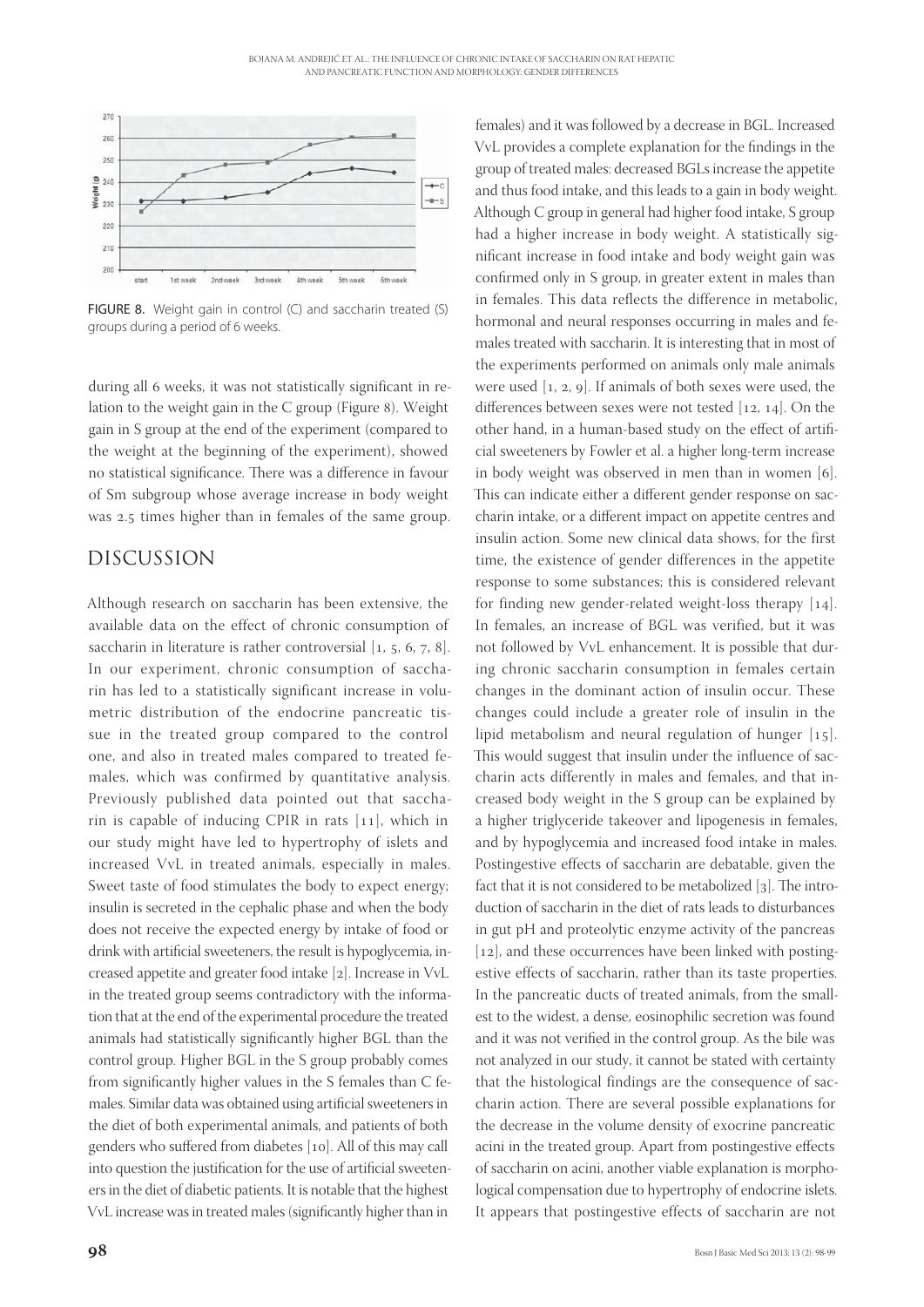270
260
250
240
230
220
210
200

Weight (g)

start 1st week 2nd week 3rd week 4th week 5th week 6th week

C
S

FIGURE 8. Weight gain in control (C) and saccharin treated (S) groups during a period of 6 weeks.

during all 6 weeks, it was not statistically significant in relation to the weight gain in the C group (Figure 8). Weight gain in S group at the end of the experiment (compared to the weight at the beginning of the experiment), showed no statistical significance. There was a difference in favour of Sm subgroup whose average increase in body weight was 2.5 times higher than in females of the same group.

## DISCUSSION

Although research on saccharin has been extensive, the available data on the effect of chronic consumption of saccharin in literature is rather controversial [1, 5, 6, 7, 8]. In our experiment, chronic consumption of saccharin has led to a statistically significant increase in volumetric distribution of the endocrine pancreatic tissue in the treated group compared to the control one, and also in treated males compared to treated females, which was confirmed by quantitative analysis. Previously published data pointed out that saccharin is capable of inducing CPIR in rats [11], which in our study might have led to hypertrophy of islets and increased VvL in treated animals, especially in males. Sweet taste of food stimulates the body to expect energy; insulin is secreted in the cephalic phase and when the body does not receive the expected energy by intake of food or drink with artificial sweeteners, the result is hypoglycemia, increased appetite and greater food intake [2]. Increase in VvL in the treated group seems contradictory with the information that at the end of the experimental procedure the treated animals had statistically significantly higher BGL than the control group. Higher BGL in the S group probably comes from significantly higher values in the S females than C females. Similar data was obtained using artificial sweeteners in the diet of both experimental animals, and patients of both genders who suffered from diabetes [10]. All of this may call into question the justification for the use of artificial sweeteners in the diet of diabetic patients. It is notable that the highest VvL increase was in treated males (significantly higher than in females) and it was followed by a decrease in BGL. Increased VvL provides a complete explanation for the findings in the group of treated males: decreased BGLs increase the appetite and thus food intake, and this leads to a gain in body weight. Although C group in general had higher food intake, S group had a higher increase in body weight. A statistically significant increase in food intake and body weight gain was confirmed only in S group, in greater extent in males than in females. This data reflects the difference in metabolic, hormonal and neural responses occurring in males and females treated with saccharin. It is interesting that in most of the experiments performed on animals only male animals were used [1, 2, 9]. If animals of both sexes were used, the differences between sexes were not tested [12, 14]. On the other hand, in a human-based study on the effect of artificial sweeteners by Fowler et al. a higher long-term increase in body weight was observed in men than in women [6]. This can indicate either a different gender response on saccharin intake, or a different impact on appetite centres and insulin action. Some new clinical data shows, for the first time, the existence of gender differences in the appetite response to some substances; this is considered relevant for finding new gender-related weight-loss therapy [14]. In females, an increase of BGL was verified, but it was not followed by VvL enhancement. It is possible that during chronic saccharin consumption in females certain changes in the dominant action of insulin occur. These changes could include a greater role of insulin in the lipid metabolism and neural regulation of hunger [15]. This would suggest that insulin under the influence of saccharin acts differently in males and females, and that increased body weight in the S group can be explained by a higher triglyceride takeover and lipogenesis in females, and by hypoglycemia and increased food intake in males. Postingestive effects of saccharin are debatable, given the fact that it is not considered to be metabolized [3]. The introduction of saccharin in the diet of rats leads to disturbances in gut pH and proteolytic enzyme activity of the pancreas [12], and these occurrences have been linked with postingestive effects of saccharin, rather than its taste properties. In the pancreatic ducts of treated animals, from the smallest to the widest, a dense, eosinophilic secretion was found and it was not verified in the control group. As the bile was not analyzed in our study, it cannot be stated with certainty that the histological findings are the consequence of saccharin action. There are several possible explanations for the decrease in the volume density of exocrine pancreatic acini in the treated group. Apart from postingestive effects of saccharin on acini, another viable explanation is morphological compensation due to hypertrophy of endocrine islets. It appears that postingestive effects of saccharin are not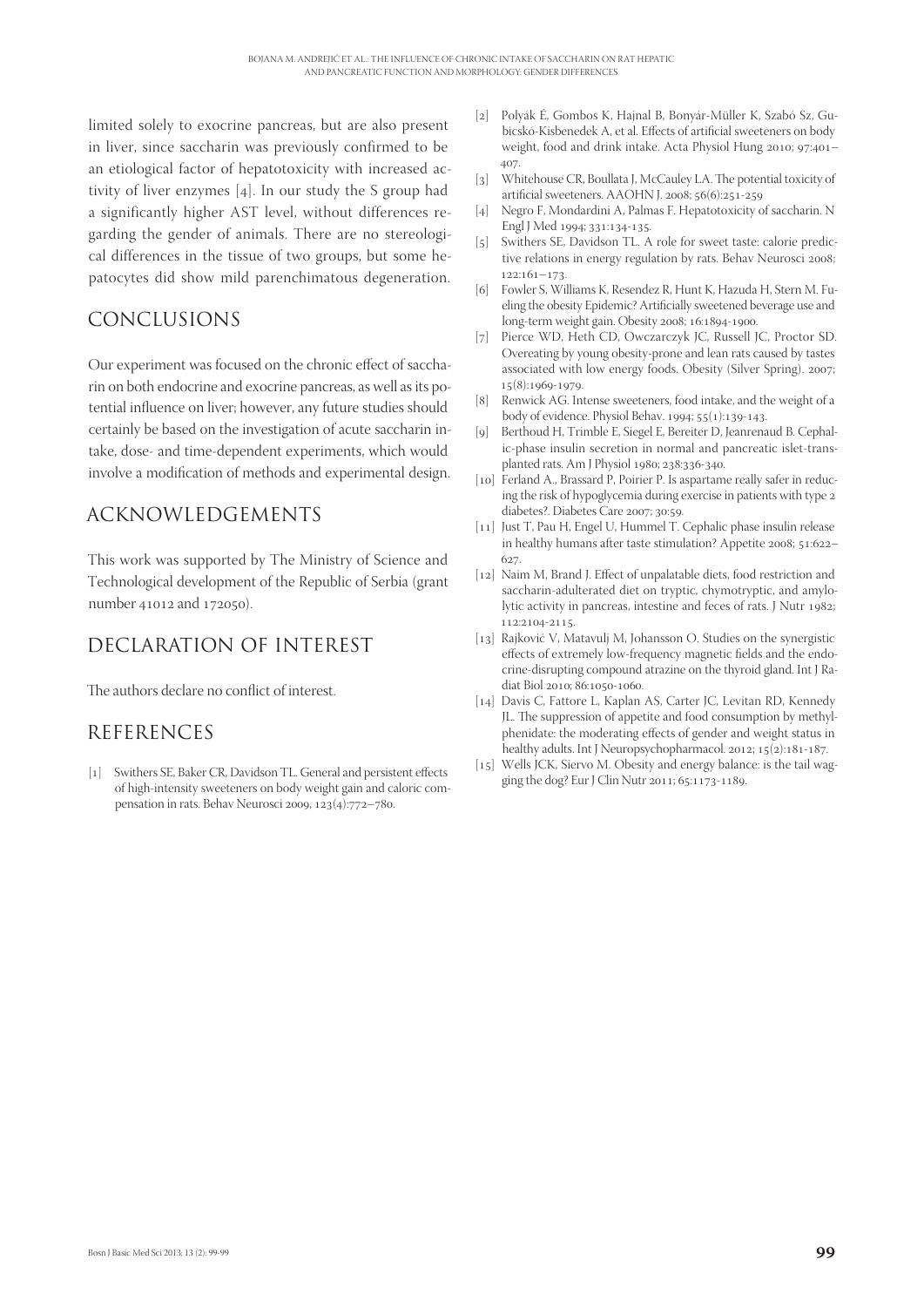limited solely to exocrine pancreas, but are also present in liver, since saccharin was previously confirmed to be an etiological factor of hepatotoxicity with increased activity of liver enzymes [4]. In our study the S group had a significantly higher AST level, without differences regarding the gender of animals. There are no stereological differences in the tissue of two groups, but some hepatocytes did show mild parenchimatous degeneration.

## CONCLUSIONS

Our experiment was focused on the chronic effect of saccharin on both endocrine and exocrine pancreas, as well as its potential influence on liver; however, any future studies should certainly be based on the investigation of acute saccharin intake, dose- and time-dependent experiments, which would involve a modification of methods and experimental design.

## ACKNOWLEDGEMENTS

This work was supported by The Ministry of Science and Technological development of the Republic of Serbia (grant number 41012 and 172050).

## DECLARATION OF INTEREST

The authors declare no conflict of interest.

## REFERENCES

[1] Swithers SE, Baker CR, Davidson TL. General and persistent effects of high-intensity sweeteners on body weight gain and caloric compensation in rats. Behav Neurosci 2009, 123(4):772–780.

[2] Polyák É, Gombos K, Hajnal B, Bonyár-Müller K, Szabó Sz, Gubicskó-Kisbenedek A, et al. Effects of artificial sweeteners on body weight, food and drink intake. Acta Physiol Hung 2010; 97:401–407.

[3] Whitehouse CR, Boullata J, McCauley LA. The potential toxicity of artificial sweeteners. AAOHN J. 2008; 56(6):251-259

[4] Negro F, Mondardini A, Palmas F. Hepatotoxicity of saccharin. N Engl J Med 1994; 331:134-135.

[5] Swithers SE, Davidson TL. A role for sweet taste: calorie predictive relations in energy regulation by rats. Behav Neurosci 2008; 122:161–173.

[6] Fowler S, Williams K, Resendez R, Hunt K, Hazuda H, Stern M. Fueling the obesity Epidemic? Artificially sweetened beverage use and long-term weight gain. Obesity 2008; 16:1894-1900.

[7] Pierce WD, Heth CD, Owczarczyk JC, Russell JC, Proctor SD. Overeating by young obesity-prone and lean rats caused by tastes associated with low energy foods. Obesity (Silver Spring). 2007; 15(8):1969-1979.

[8] Renwick AG. Intense sweeteners, food intake, and the weight of a body of evidence. Physiol Behav. 1994; 55(1):139-143.

[9] Berthoud H, Trimble E, Siegel E, Bereiter D, Jeanrenaud B. Cephalic-phase insulin secretion in normal and pancreatic islet-transplanted rats. Am J Physiol 1980; 238:336-340.

[10] Ferland A., Brassard P, Poirier P. Is aspartame really safer in reducing the risk of hypoglycemia during exercise in patients with type 2 diabetes?. Diabetes Care 2007; 30:59.

[11] Just T, Pau H, Engel U, Hummel T. Cephalic phase insulin release in healthy humans after taste stimulation? Appetite 2008; 51:622–627.

[12] Naim M, Brand J. Effect of unpalatable diets, food restriction and saccharin-adulterated diet on tryptic, chymotryptic, and amylolytic activity in pancreas, intestine and feces of rats. J Nutr 1982; 112:2104-2115.

[13] Rajković V, Matavulj M, Johansson O. Studies on the synergistic effects of extremely low-frequency magnetic fields and the endocrine-disrupting compound atrazine on the thyroid gland. Int J Radiat Biol 2010; 86:1050-1060.

[14] Davis C, Fattore L, Kaplan AS, Carter JC, Levitan RD, Kennedy JL. The suppression of appetite and food consumption by methylphenidate: the moderating effects of gender and weight status in healthy adults. Int J Neuropsychopharmacol. 2012; 15(2):181-187.

[15] Wells JCK, Siervo M. Obesity and energy balance: is the tail wagging the dog? Eur J Clin Nutr 2011; 65:1173-1189.